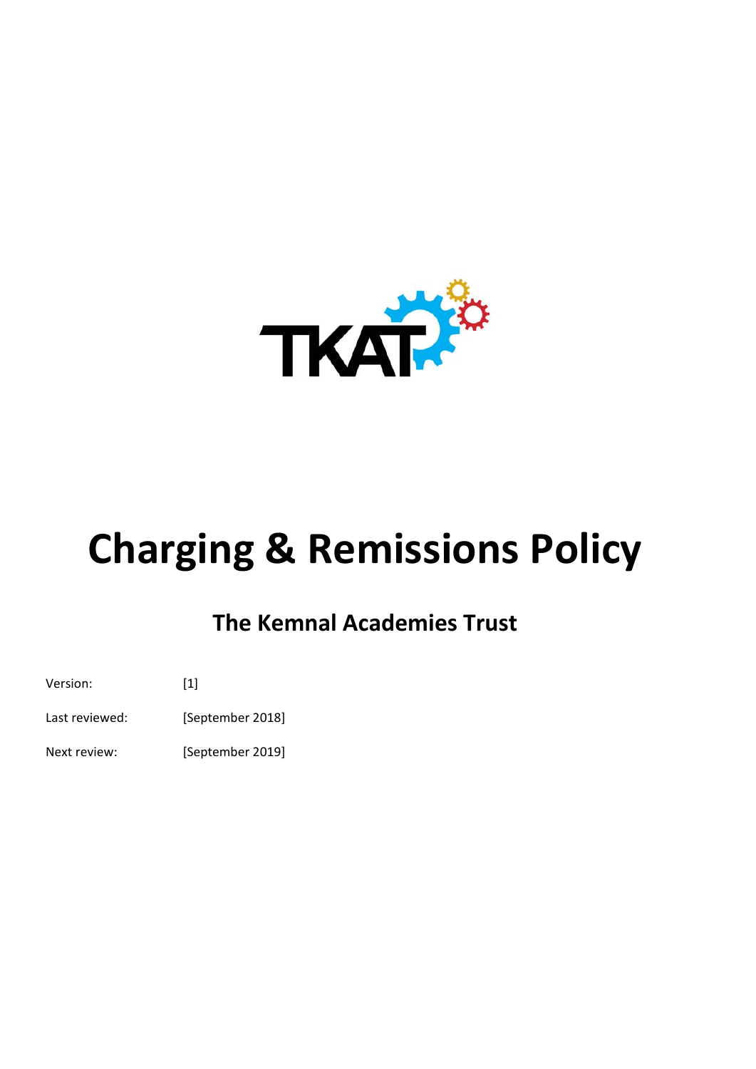# Charging & Remissions Policy

## The Kemnal Academies Trust

| | |
|---|---|
| Version: | [1] |
| Last reviewed: | [September 2018] |
| Next review: | [September 2019] |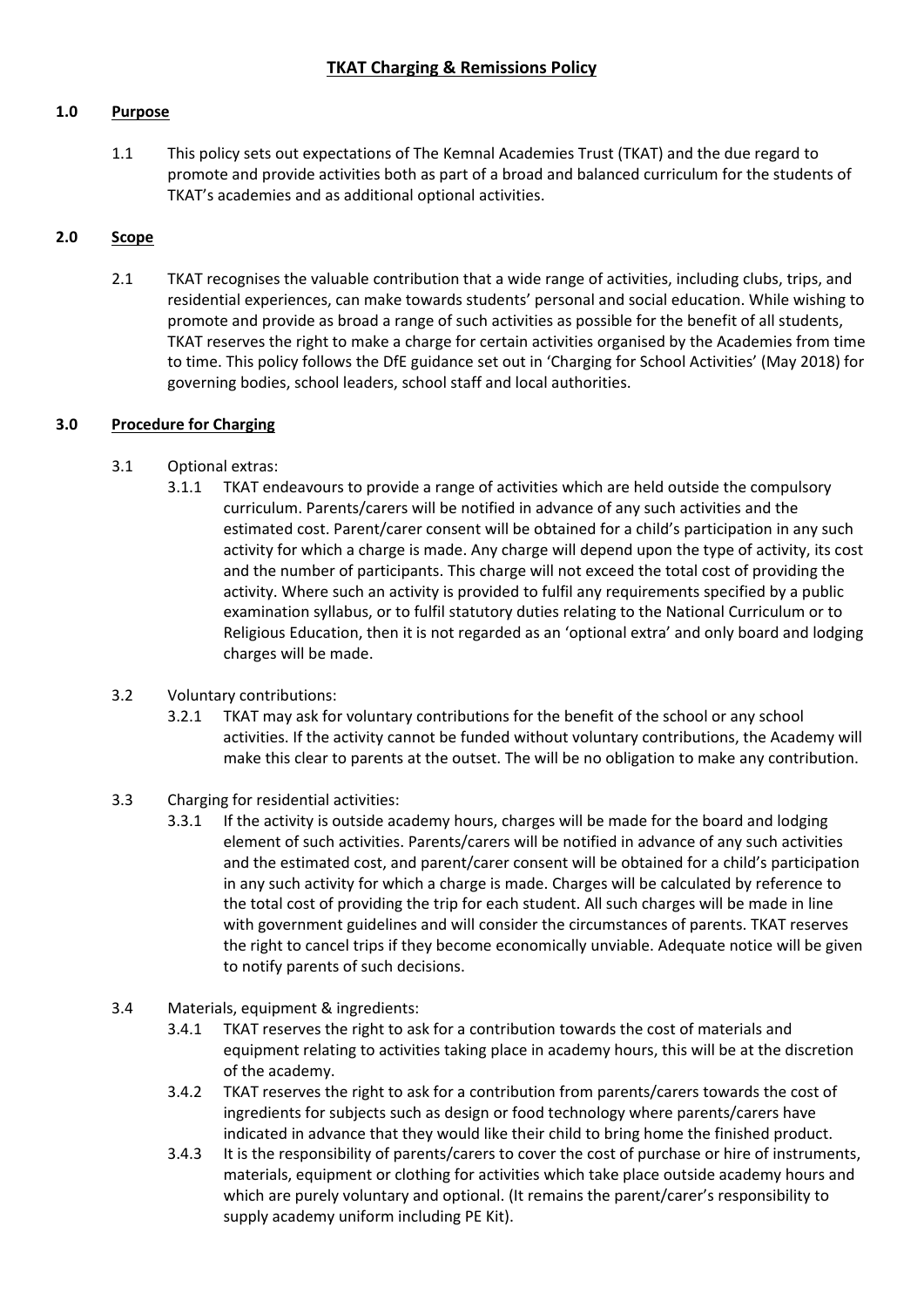# **TKAT Charging & Remissions Policy**

## **1.0 Purpose**

1.1 This policy sets out expectations of The Kemnal Academies Trust (TKAT) and the due regard to promote and provide activities both as part of a broad and balanced curriculum for the students of TKAT's academies and as additional optional activities.

## **2.0 Scope**

2.1 TKAT recognises the valuable contribution that a wide range of activities, including clubs, trips, and residential experiences, can make towards students' personal and social education. While wishing to promote and provide as broad a range of such activities as possible for the benefit of all students, TKAT reserves the right to make a charge for certain activities organised by the Academies from time to time. This policy follows the DfE guidance set out in 'Charging for School Activities' (May 2018) for governing bodies, school leaders, school staff and local authorities.

## **3.0 Procedure for Charging**

3.1 Optional extras:

3.1.1 TKAT endeavours to provide a range of activities which are held outside the compulsory curriculum. Parents/carers will be notified in advance of any such activities and the estimated cost. Parent/carer consent will be obtained for a child's participation in any such activity for which a charge is made. Any charge will depend upon the type of activity, its cost and the number of participants. This charge will not exceed the total cost of providing the activity. Where such an activity is provided to fulfil any requirements specified by a public examination syllabus, or to fulfil statutory duties relating to the National Curriculum or to Religious Education, then it is not regarded as an 'optional extra' and only board and lodging charges will be made.

3.2 Voluntary contributions:

3.2.1 TKAT may ask for voluntary contributions for the benefit of the school or any school activities. If the activity cannot be funded without voluntary contributions, the Academy will make this clear to parents at the outset. The will be no obligation to make any contribution.

3.3 Charging for residential activities:

3.3.1 If the activity is outside academy hours, charges will be made for the board and lodging element of such activities. Parents/carers will be notified in advance of any such activities and the estimated cost, and parent/carer consent will be obtained for a child's participation in any such activity for which a charge is made. Charges will be calculated by reference to the total cost of providing the trip for each student. All such charges will be made in line with government guidelines and will consider the circumstances of parents. TKAT reserves the right to cancel trips if they become economically unviable. Adequate notice will be given to notify parents of such decisions.

3.4 Materials, equipment & ingredients:

3.4.1 TKAT reserves the right to ask for a contribution towards the cost of materials and equipment relating to activities taking place in academy hours, this will be at the discretion of the academy.

3.4.2 TKAT reserves the right to ask for a contribution from parents/carers towards the cost of ingredients for subjects such as design or food technology where parents/carers have indicated in advance that they would like their child to bring home the finished product.

3.4.3 It is the responsibility of parents/carers to cover the cost of purchase or hire of instruments, materials, equipment or clothing for activities which take place outside academy hours and which are purely voluntary and optional. (It remains the parent/carer's responsibility to supply academy uniform including PE Kit).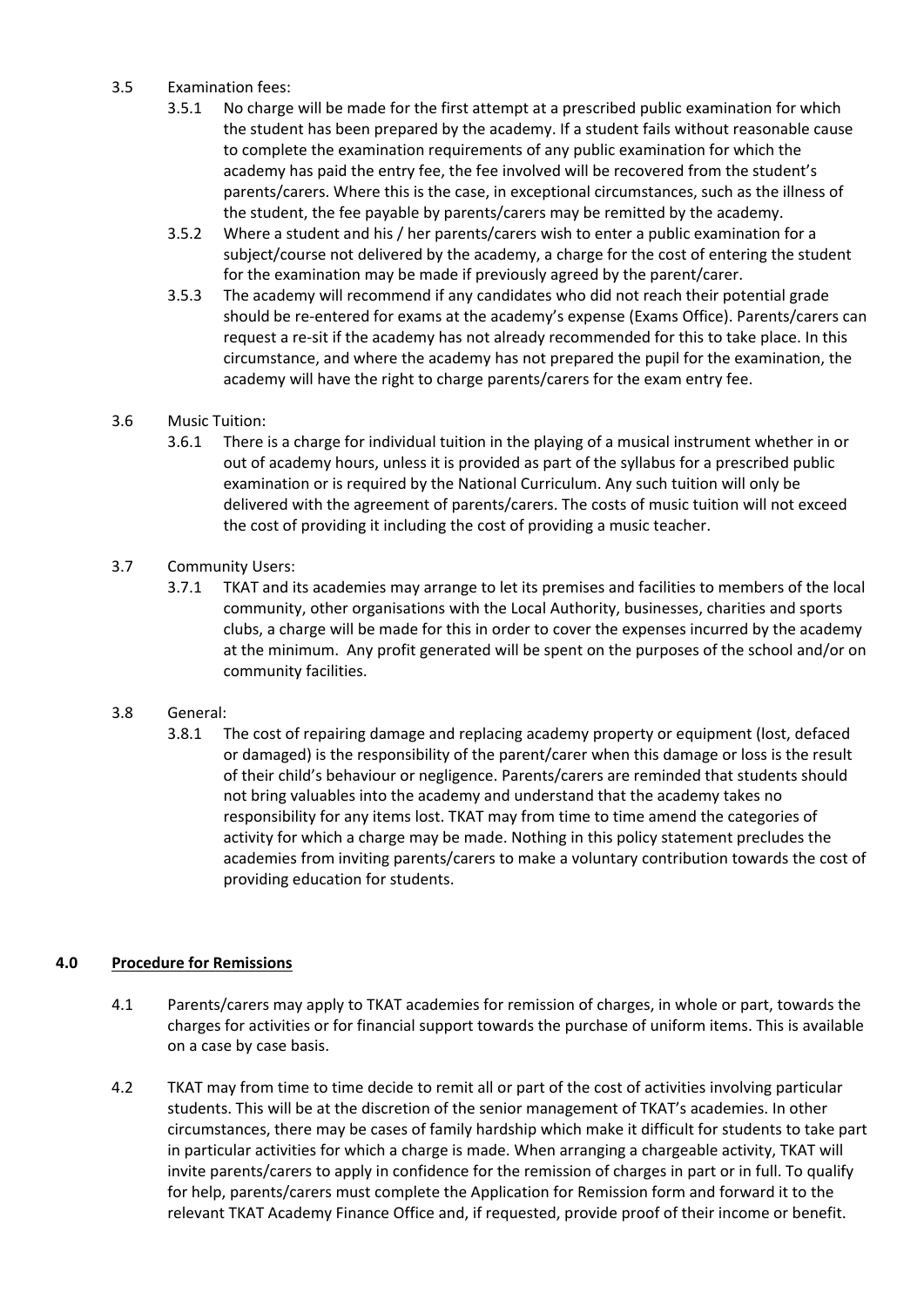3.5 Examination fees:

3.5.1 No charge will be made for the first attempt at a prescribed public examination for which the student has been prepared by the academy. If a student fails without reasonable cause to complete the examination requirements of any public examination for which the academy has paid the entry fee, the fee involved will be recovered from the student's parents/carers. Where this is the case, in exceptional circumstances, such as the illness of the student, the fee payable by parents/carers may be remitted by the academy.

3.5.2 Where a student and his / her parents/carers wish to enter a public examination for a subject/course not delivered by the academy, a charge for the cost of entering the student for the examination may be made if previously agreed by the parent/carer.

3.5.3 The academy will recommend if any candidates who did not reach their potential grade should be re-entered for exams at the academy's expense (Exams Office). Parents/carers can request a re-sit if the academy has not already recommended for this to take place. In this circumstance, and where the academy has not prepared the pupil for the examination, the academy will have the right to charge parents/carers for the exam entry fee.

3.6 Music Tuition:

3.6.1 There is a charge for individual tuition in the playing of a musical instrument whether in or out of academy hours, unless it is provided as part of the syllabus for a prescribed public examination or is required by the National Curriculum. Any such tuition will only be delivered with the agreement of parents/carers. The costs of music tuition will not exceed the cost of providing it including the cost of providing a music teacher.

3.7 Community Users:

3.7.1 TKAT and its academies may arrange to let its premises and facilities to members of the local community, other organisations with the Local Authority, businesses, charities and sports clubs, a charge will be made for this in order to cover the expenses incurred by the academy at the minimum. Any profit generated will be spent on the purposes of the school and/or on community facilities.

3.8 General:

3.8.1 The cost of repairing damage and replacing academy property or equipment (lost, defaced or damaged) is the responsibility of the parent/carer when this damage or loss is the result of their child's behaviour or negligence. Parents/carers are reminded that students should not bring valuables into the academy and understand that the academy takes no responsibility for any items lost. TKAT may from time to time amend the categories of activity for which a charge may be made. Nothing in this policy statement precludes the academies from inviting parents/carers to make a voluntary contribution towards the cost of providing education for students.

## 4.0 Procedure for Remissions

4.1 Parents/carers may apply to TKAT academies for remission of charges, in whole or part, towards the charges for activities or for financial support towards the purchase of uniform items. This is available on a case by case basis.

4.2 TKAT may from time to time decide to remit all or part of the cost of activities involving particular students. This will be at the discretion of the senior management of TKAT's academies. In other circumstances, there may be cases of family hardship which make it difficult for students to take part in particular activities for which a charge is made. When arranging a chargeable activity, TKAT will invite parents/carers to apply in confidence for the remission of charges in part or in full. To qualify for help, parents/carers must complete the Application for Remission form and forward it to the relevant TKAT Academy Finance Office and, if requested, provide proof of their income or benefit.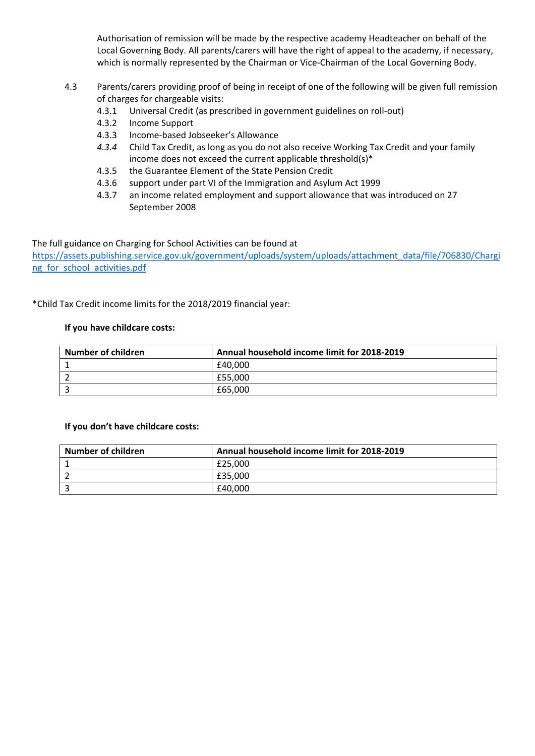Authorisation of remission will be made by the respective academy Headteacher on behalf of the Local Governing Body. All parents/carers will have the right of appeal to the academy, if necessary, which is normally represented by the Chairman or Vice-Chairman of the Local Governing Body.

4.3 Parents/carers providing proof of being in receipt of one of the following will be given full remission of charges for chargeable visits:

- 4.3.1 Universal Credit (as prescribed in government guidelines on roll-out)
- 4.3.2 Income Support
- 4.3.3 Income-based Jobseeker's Allowance
- *4.3.4* Child Tax Credit, as long as you do not also receive Working Tax Credit and your family income does not exceed the current applicable threshold(s)*
- 4.3.5 the Guarantee Element of the State Pension Credit
- 4.3.6 support under part VI of the Immigration and Asylum Act 1999
- 4.3.7 an income related employment and support allowance that was introduced on 27 September 2008

The full guidance on Charging for School Activities can be found at https://assets.publishing.service.gov.uk/government/uploads/system/uploads/attachment_data/file/706830/Charging_for_school_activities.pdf

*Child Tax Credit income limits for the 2018/2019 financial year:

**If you have childcare costs:**

| Number of children | Annual household income limit for 2018-2019 |
|---|---|
| 1 | £40,000 |
| 2 | £55,000 |
| 3 | £65,000 |

**If you don't have childcare costs:**

| Number of children | Annual household income limit for 2018-2019 |
|---|---|
| 1 | £25,000 |
| 2 | £35,000 |
| 3 | £40,000 |